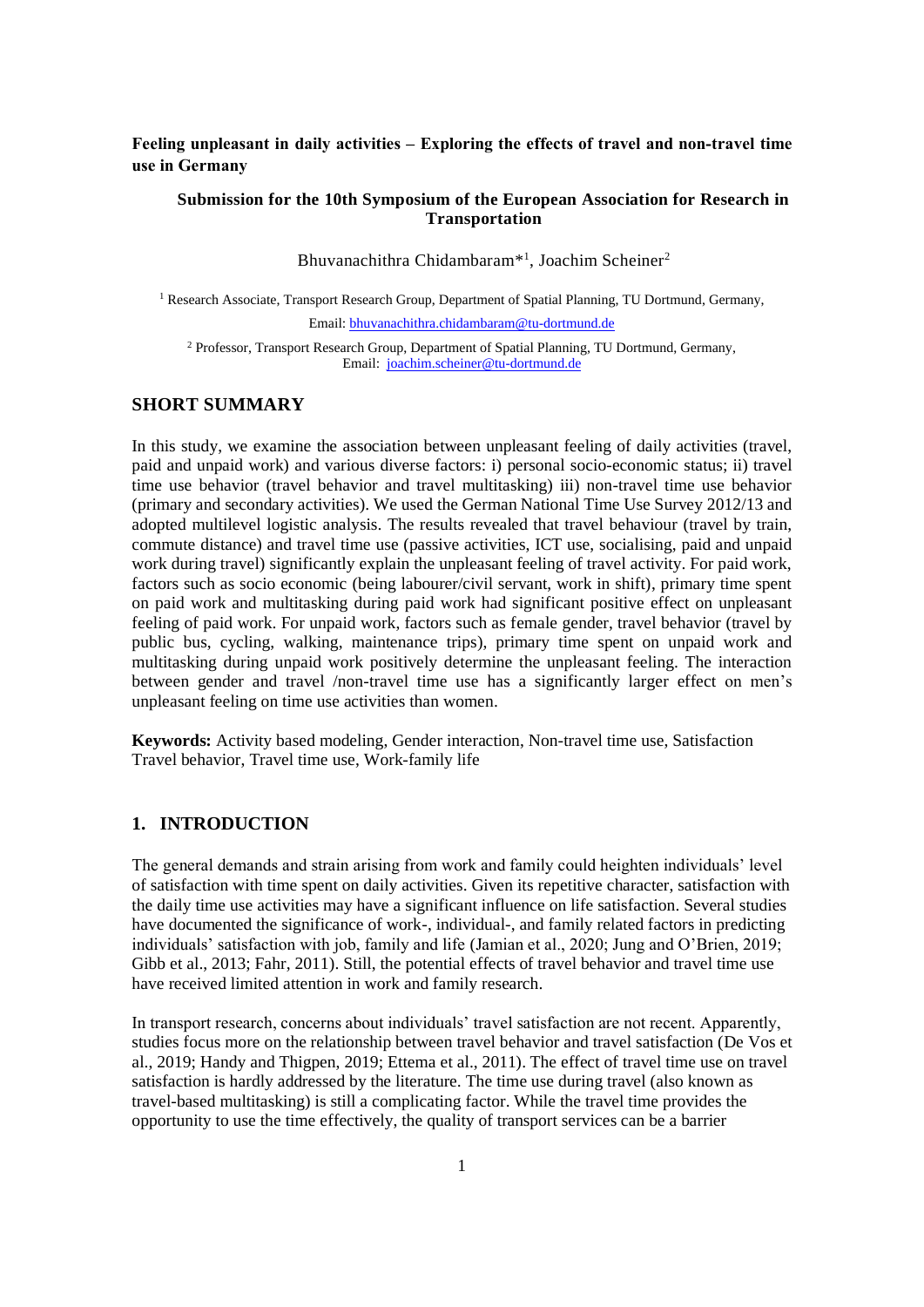**Feeling unpleasant in daily activities – Exploring the effects of travel and non-travel time use in Germany**

**Submission for the 10th Symposium of the European Association for Research in Transportation**

Bhuvanachithra Chidambaram*[1], Joachim Scheiner[2]

[1] Research Associate, Transport Research Group, Department of Spatial Planning, TU Dortmund, Germany,
Email: bhuvanachithra.chidambaram@tu-dortmund.de

[2] Professor, Transport Research Group, Department of Spatial Planning, TU Dortmund, Germany,
Email: joachim.scheiner@tu-dortmund.de

## SHORT SUMMARY

In this study, we examine the association between unpleasant feeling of daily activities (travel, paid and unpaid work) and various diverse factors: i) personal socio-economic status; ii) travel time use behavior (travel behavior and travel multitasking) iii) non-travel time use behavior (primary and secondary activities). We used the German National Time Use Survey 2012/13 and adopted multilevel logistic analysis. The results revealed that travel behaviour (travel by train, commute distance) and travel time use (passive activities, ICT use, socialising, paid and unpaid work during travel) significantly explain the unpleasant feeling of travel activity. For paid work, factors such as socio economic (being labourer/civil servant, work in shift), primary time spent on paid work and multitasking during paid work had significant positive effect on unpleasant feeling of paid work. For unpaid work, factors such as female gender, travel behavior (travel by public bus, cycling, walking, maintenance trips), primary time spent on unpaid work and multitasking during unpaid work positively determine the unpleasant feeling. The interaction between gender and travel /non-travel time use has a significantly larger effect on men's unpleasant feeling on time use activities than women.

**Keywords:** Activity based modeling, Gender interaction, Non-travel time use, Satisfaction Travel behavior, Travel time use, Work-family life

## 1. INTRODUCTION

The general demands and strain arising from work and family could heighten individuals' level of satisfaction with time spent on daily activities. Given its repetitive character, satisfaction with the daily time use activities may have a significant influence on life satisfaction. Several studies have documented the significance of work-, individual-, and family related factors in predicting individuals' satisfaction with job, family and life (Jamian et al., 2020; Jung and O'Brien, 2019; Gibb et al., 2013; Fahr, 2011). Still, the potential effects of travel behavior and travel time use have received limited attention in work and family research.

In transport research, concerns about individuals' travel satisfaction are not recent. Apparently, studies focus more on the relationship between travel behavior and travel satisfaction (De Vos et al., 2019; Handy and Thigpen, 2019; Ettema et al., 2011). The effect of travel time use on travel satisfaction is hardly addressed by the literature. The time use during travel (also known as travel-based multitasking) is still a complicating factor. While the travel time provides the opportunity to use the time effectively, the quality of transport services can be a barrier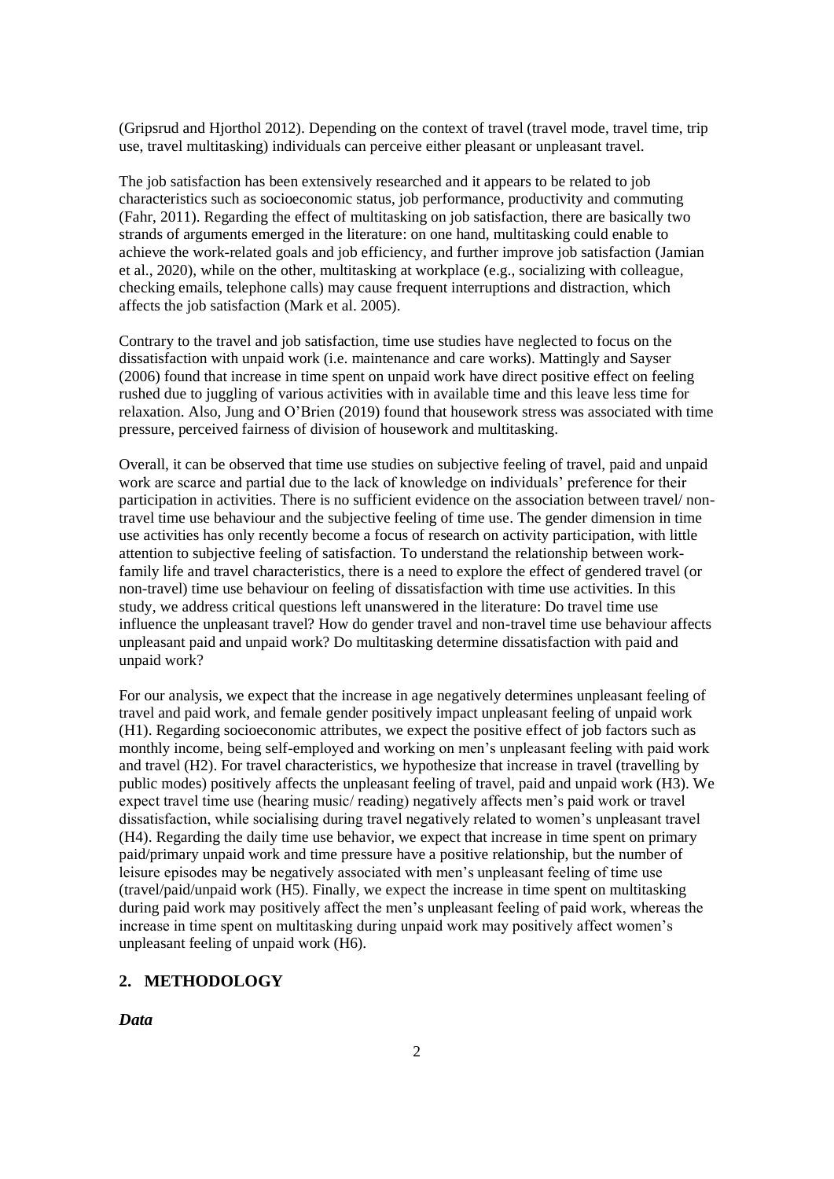(Gripsrud and Hjorthol 2012). Depending on the context of travel (travel mode, travel time, trip use, travel multitasking) individuals can perceive either pleasant or unpleasant travel.

The job satisfaction has been extensively researched and it appears to be related to job characteristics such as socioeconomic status, job performance, productivity and commuting (Fahr, 2011). Regarding the effect of multitasking on job satisfaction, there are basically two strands of arguments emerged in the literature: on one hand, multitasking could enable to achieve the work-related goals and job efficiency, and further improve job satisfaction (Jamian et al., 2020), while on the other, multitasking at workplace (e.g., socializing with colleague, checking emails, telephone calls) may cause frequent interruptions and distraction, which affects the job satisfaction (Mark et al. 2005).

Contrary to the travel and job satisfaction, time use studies have neglected to focus on the dissatisfaction with unpaid work (i.e. maintenance and care works). Mattingly and Sayser (2006) found that increase in time spent on unpaid work have direct positive effect on feeling rushed due to juggling of various activities with in available time and this leave less time for relaxation. Also, Jung and O'Brien (2019) found that housework stress was associated with time pressure, perceived fairness of division of housework and multitasking.

Overall, it can be observed that time use studies on subjective feeling of travel, paid and unpaid work are scarce and partial due to the lack of knowledge on individuals' preference for their participation in activities. There is no sufficient evidence on the association between travel/ non-travel time use behaviour and the subjective feeling of time use. The gender dimension in time use activities has only recently become a focus of research on activity participation, with little attention to subjective feeling of satisfaction. To understand the relationship between work-family life and travel characteristics, there is a need to explore the effect of gendered travel (or non-travel) time use behaviour on feeling of dissatisfaction with time use activities. In this study, we address critical questions left unanswered in the literature: Do travel time use influence the unpleasant travel? How do gender travel and non-travel time use behaviour affects unpleasant paid and unpaid work? Do multitasking determine dissatisfaction with paid and unpaid work?

For our analysis, we expect that the increase in age negatively determines unpleasant feeling of travel and paid work, and female gender positively impact unpleasant feeling of unpaid work (H1). Regarding socioeconomic attributes, we expect the positive effect of job factors such as monthly income, being self-employed and working on men's unpleasant feeling with paid work and travel (H2). For travel characteristics, we hypothesize that increase in travel (travelling by public modes) positively affects the unpleasant feeling of travel, paid and unpaid work (H3). We expect travel time use (hearing music/ reading) negatively affects men's paid work or travel dissatisfaction, while socialising during travel negatively related to women's unpleasant travel (H4). Regarding the daily time use behavior, we expect that increase in time spent on primary paid/primary unpaid work and time pressure have a positive relationship, but the number of leisure episodes may be negatively associated with men's unpleasant feeling of time use (travel/paid/unpaid work (H5). Finally, we expect the increase in time spent on multitasking during paid work may positively affect the men's unpleasant feeling of paid work, whereas the increase in time spent on multitasking during unpaid work may positively affect women's unpleasant feeling of unpaid work (H6).

## 2. METHODOLOGY

***Data***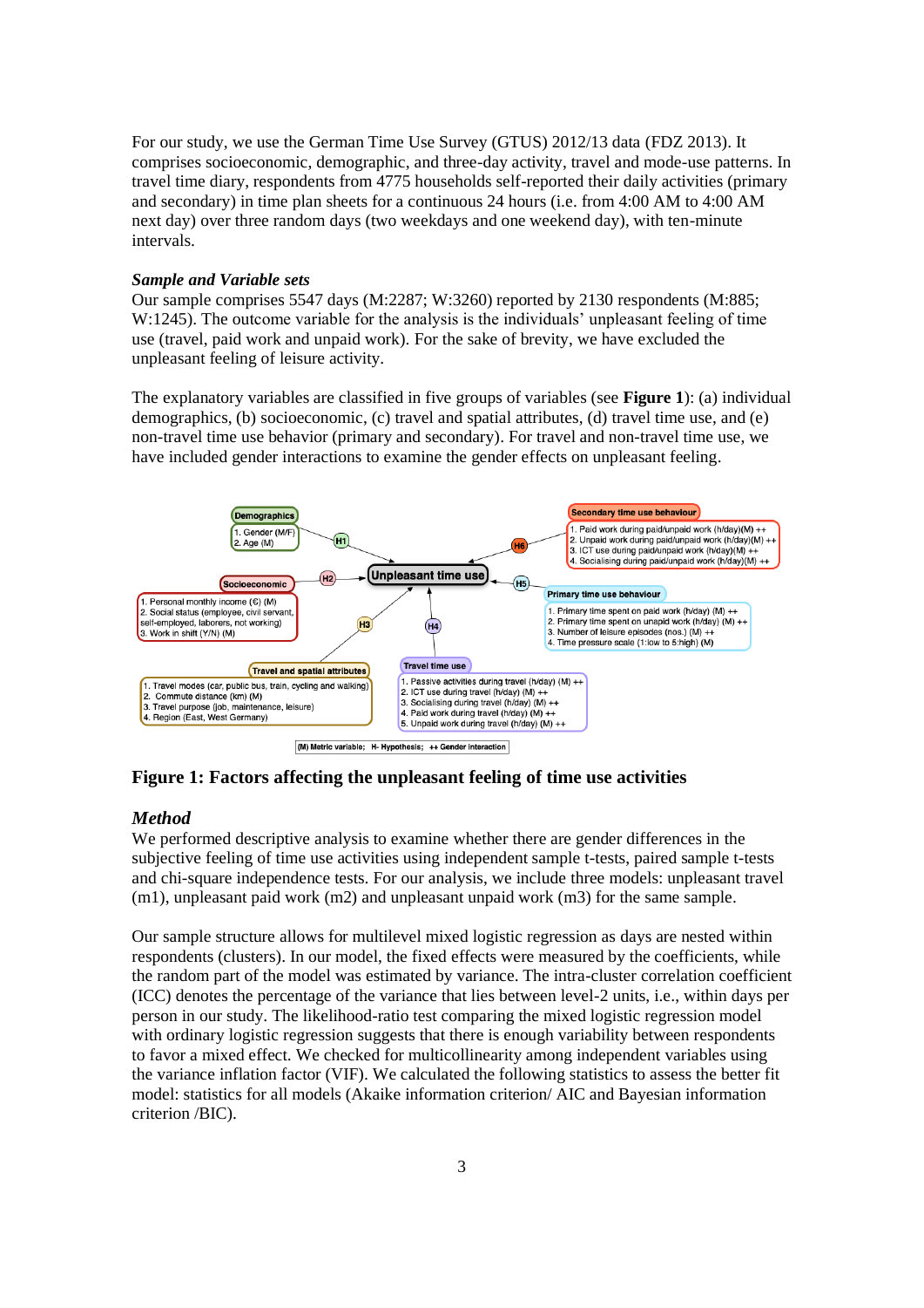For our study, we use the German Time Use Survey (GTUS) 2012/13 data (FDZ 2013). It comprises socioeconomic, demographic, and three-day activity, travel and mode-use patterns. In travel time diary, respondents from 4775 households self-reported their daily activities (primary and secondary) in time plan sheets for a continuous 24 hours (i.e. from 4:00 AM to 4:00 AM next day) over three random days (two weekdays and one weekend day), with ten-minute intervals.

### *Sample and Variable sets*

Our sample comprises 5547 days (M:2287; W:3260) reported by 2130 respondents (M:885; W:1245). The outcome variable for the analysis is the individuals' unpleasant feeling of time use (travel, paid work and unpaid work). For the sake of brevity, we have excluded the unpleasant feeling of leisure activity.

The explanatory variables are classified in five groups of variables (see **Figure 1**): (a) individual demographics, (b) socioeconomic, (c) travel and spatial attributes, (d) travel time use, and (e) non-travel time use behavior (primary and secondary). For travel and non-travel time use, we have included gender interactions to examine the gender effects on unpleasant feeling.

**Figure 1: Factors affecting the unpleasant feeling of time use activities**

### *Method*

We performed descriptive analysis to examine whether there are gender differences in the subjective feeling of time use activities using independent sample t-tests, paired sample t-tests and chi-square independence tests. For our analysis, we include three models: unpleasant travel (m1), unpleasant paid work (m2) and unpleasant unpaid work (m3) for the same sample.

Our sample structure allows for multilevel mixed logistic regression as days are nested within respondents (clusters). In our model, the fixed effects were measured by the coefficients, while the random part of the model was estimated by variance. The intra-cluster correlation coefficient (ICC) denotes the percentage of the variance that lies between level-2 units, i.e., within days per person in our study. The likelihood-ratio test comparing the mixed logistic regression model with ordinary logistic regression suggests that there is enough variability between respondents to favor a mixed effect. We checked for multicollinearity among independent variables using the variance inflation factor (VIF). We calculated the following statistics to assess the better fit model: statistics for all models (Akaike information criterion/ AIC and Bayesian information criterion /BIC).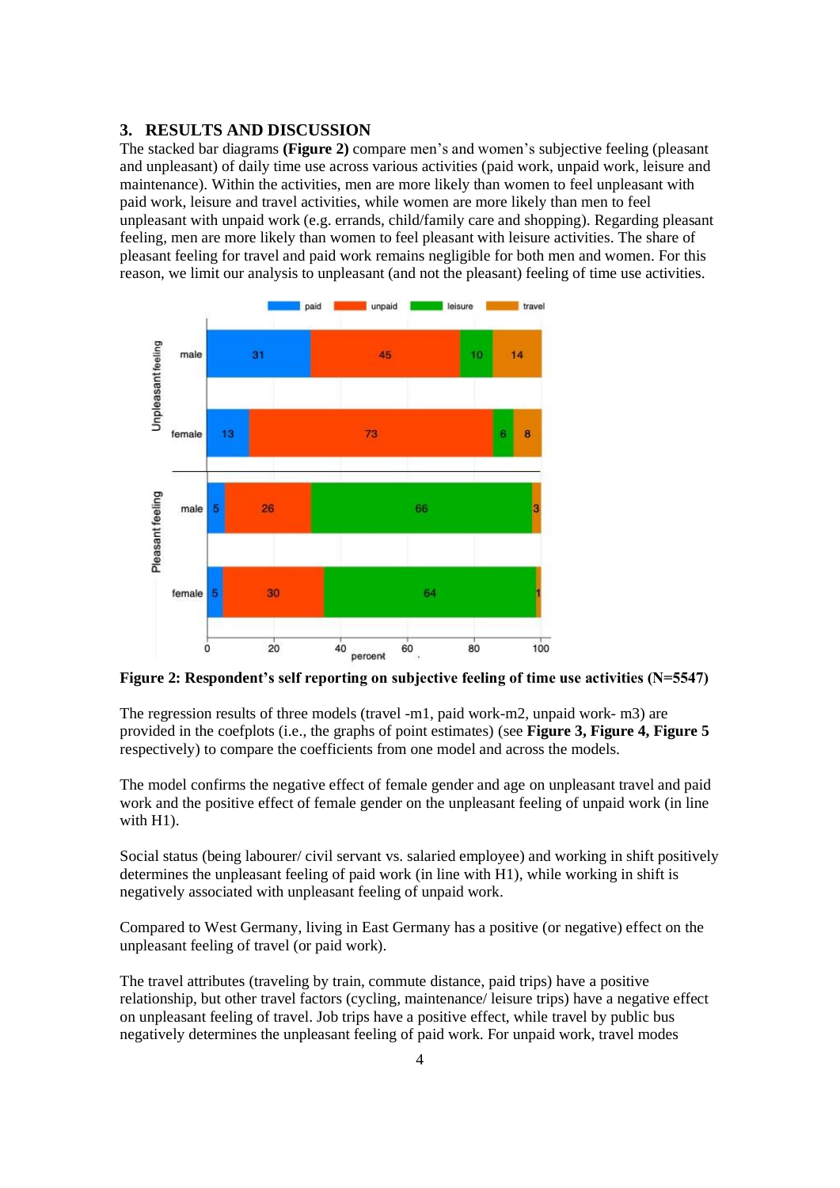## 3. RESULTS AND DISCUSSION

The stacked bar diagrams **(Figure 2)** compare men's and women's subjective feeling (pleasant and unpleasant) of daily time use across various activities (paid work, unpaid work, leisure and maintenance). Within the activities, men are more likely than women to feel unpleasant with paid work, leisure and travel activities, while women are more likely than men to feel unpleasant with unpaid work (e.g. errands, child/family care and shopping). Regarding pleasant feeling, men are more likely than women to feel pleasant with leisure activities. The share of pleasant feeling for travel and paid work remains negligible for both men and women. For this reason, we limit our analysis to unpleasant (and not the pleasant) feeling of time use activities.

**Figure 2: Respondent's self reporting on subjective feeling of time use activities (N=5547)**

The regression results of three models (travel -m1, paid work-m2, unpaid work- m3) are provided in the coefplots (i.e., the graphs of point estimates) (see **Figure 3, Figure 4, Figure 5** respectively) to compare the coefficients from one model and across the models.

The model confirms the negative effect of female gender and age on unpleasant travel and paid work and the positive effect of female gender on the unpleasant feeling of unpaid work (in line with H1).

Social status (being labourer/ civil servant vs. salaried employee) and working in shift positively determines the unpleasant feeling of paid work (in line with H1), while working in shift is negatively associated with unpleasant feeling of unpaid work.

Compared to West Germany, living in East Germany has a positive (or negative) effect on the unpleasant feeling of travel (or paid work).

The travel attributes (traveling by train, commute distance, paid trips) have a positive relationship, but other travel factors (cycling, maintenance/ leisure trips) have a negative effect on unpleasant feeling of travel. Job trips have a positive effect, while travel by public bus negatively determines the unpleasant feeling of paid work. For unpaid work, travel modes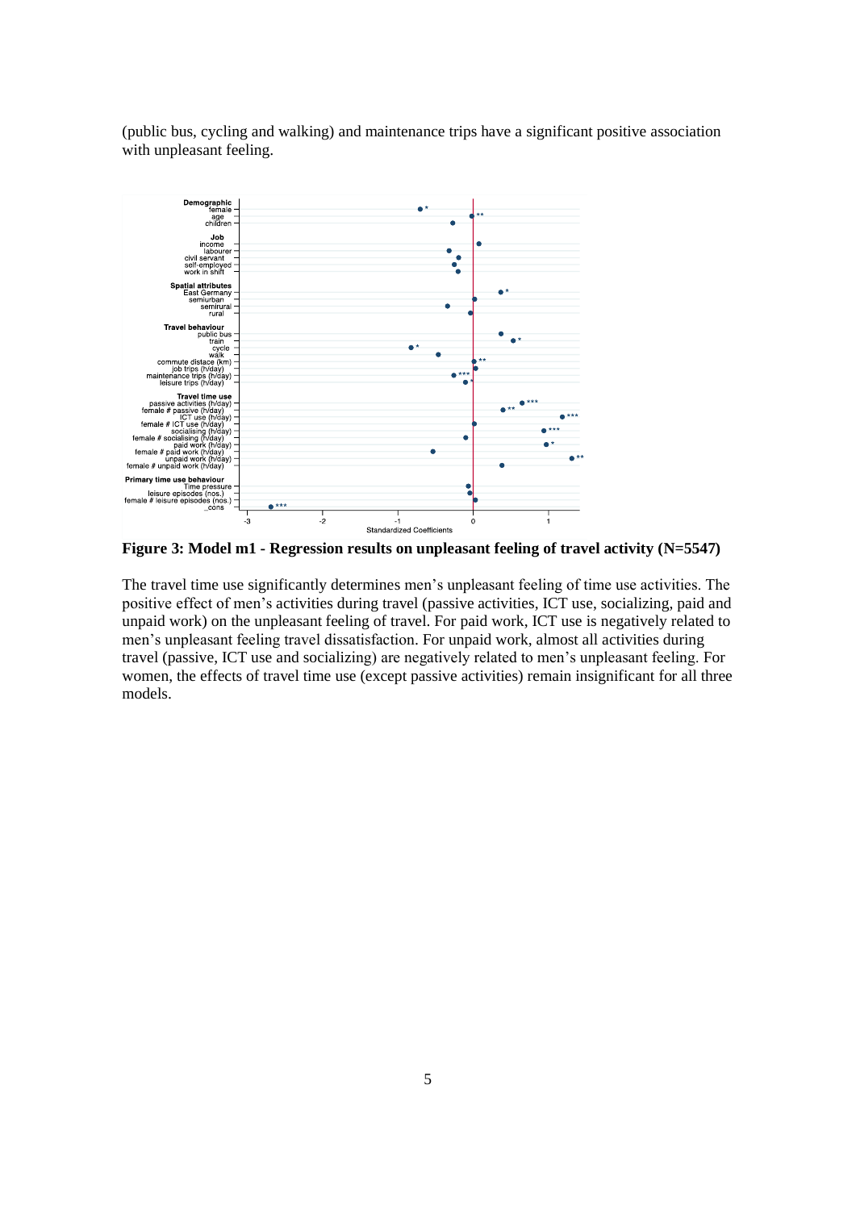(public bus, cycling and walking) and maintenance trips have a significant positive association with unpleasant feeling.

**Figure 3: Model m1 - Regression results on unpleasant feeling of travel activity (N=5547)**

The travel time use significantly determines men's unpleasant feeling of time use activities. The positive effect of men's activities during travel (passive activities, ICT use, socializing, paid and unpaid work) on the unpleasant feeling of travel. For paid work, ICT use is negatively related to men's unpleasant feeling travel dissatisfaction. For unpaid work, almost all activities during travel (passive, ICT use and socializing) are negatively related to men's unpleasant feeling. For women, the effects of travel time use (except passive activities) remain insignificant for all three models.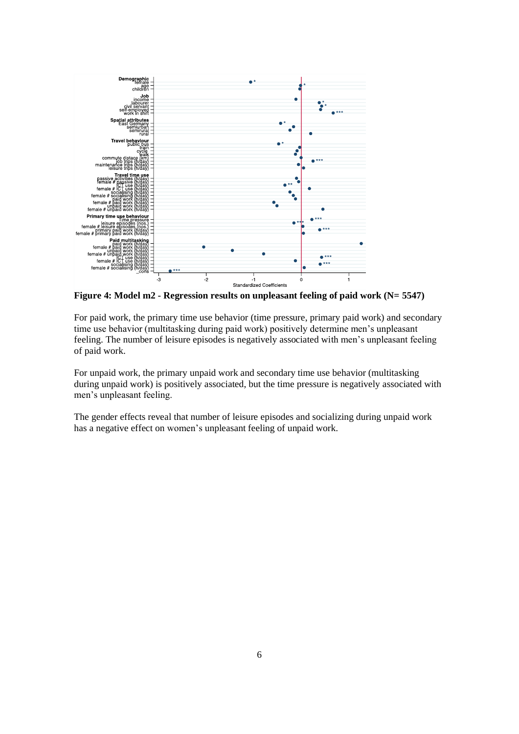**Figure 4: Model m2 - Regression results on unpleasant feeling of paid work (N= 5547)**

For paid work, the primary time use behavior (time pressure, primary paid work) and secondary time use behavior (multitasking during paid work) positively determine men's unpleasant feeling. The number of leisure episodes is negatively associated with men's unpleasant feeling of paid work.

For unpaid work, the primary unpaid work and secondary time use behavior (multitasking during unpaid work) is positively associated, but the time pressure is negatively associated with men's unpleasant feeling.

The gender effects reveal that number of leisure episodes and socializing during unpaid work has a negative effect on women's unpleasant feeling of unpaid work.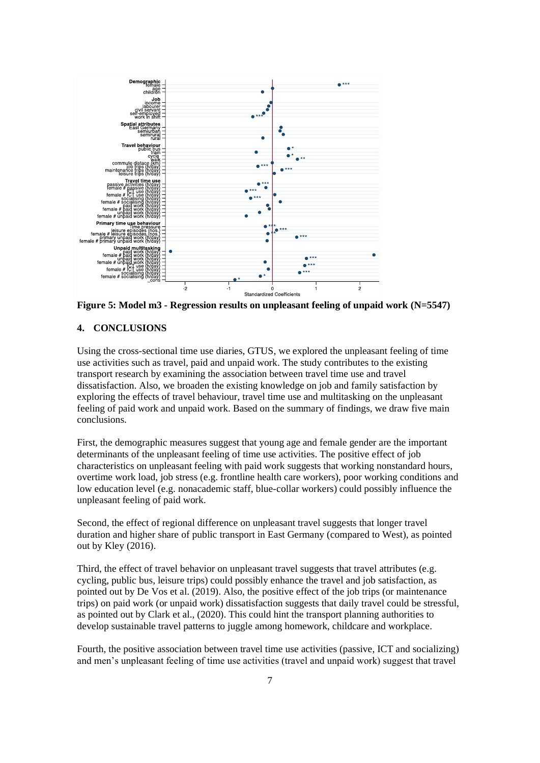**Figure 5: Model m3 - Regression results on unpleasant feeling of unpaid work (N=5547)**

## 4. CONCLUSIONS

Using the cross-sectional time use diaries, GTUS, we explored the unpleasant feeling of time use activities such as travel, paid and unpaid work. The study contributes to the existing transport research by examining the association between travel time use and travel dissatisfaction. Also, we broaden the existing knowledge on job and family satisfaction by exploring the effects of travel behaviour, travel time use and multitasking on the unpleasant feeling of paid work and unpaid work. Based on the summary of findings, we draw five main conclusions.

First, the demographic measures suggest that young age and female gender are the important determinants of the unpleasant feeling of time use activities. The positive effect of job characteristics on unpleasant feeling with paid work suggests that working nonstandard hours, overtime work load, job stress (e.g. frontline health care workers), poor working conditions and low education level (e.g. nonacademic staff, blue-collar workers) could possibly influence the unpleasant feeling of paid work.

Second, the effect of regional difference on unpleasant travel suggests that longer travel duration and higher share of public transport in East Germany (compared to West), as pointed out by Kley (2016).

Third, the effect of travel behavior on unpleasant travel suggests that travel attributes (e.g. cycling, public bus, leisure trips) could possibly enhance the travel and job satisfaction, as pointed out by De Vos et al. (2019). Also, the positive effect of the job trips (or maintenance trips) on paid work (or unpaid work) dissatisfaction suggests that daily travel could be stressful, as pointed out by Clark et al., (2020). This could hint the transport planning authorities to develop sustainable travel patterns to juggle among homework, childcare and workplace.

Fourth, the positive association between travel time use activities (passive, ICT and socializing) and men's unpleasant feeling of time use activities (travel and unpaid work) suggest that travel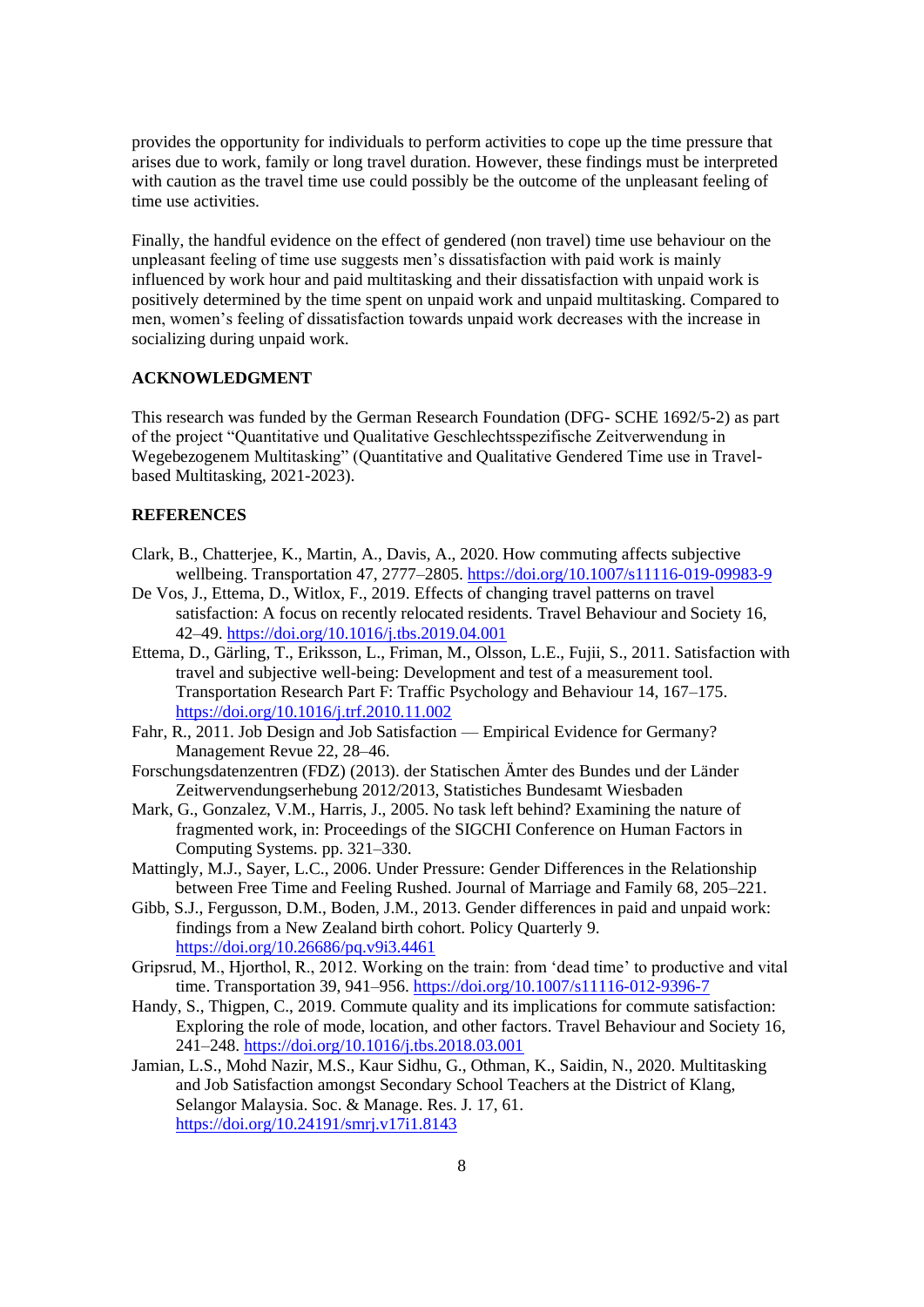provides the opportunity for individuals to perform activities to cope up the time pressure that arises due to work, family or long travel duration. However, these findings must be interpreted with caution as the travel time use could possibly be the outcome of the unpleasant feeling of time use activities.

Finally, the handful evidence on the effect of gendered (non travel) time use behaviour on the unpleasant feeling of time use suggests men's dissatisfaction with paid work is mainly influenced by work hour and paid multitasking and their dissatisfaction with unpaid work is positively determined by the time spent on unpaid work and unpaid multitasking. Compared to men, women's feeling of dissatisfaction towards unpaid work decreases with the increase in socializing during unpaid work.

## ACKNOWLEDGMENT

This research was funded by the German Research Foundation (DFG- SCHE 1692/5-2) as part of the project "Quantitative und Qualitative Geschlechtsspezifische Zeitverwendung in Wegebezogenem Multitasking" (Quantitative and Qualitative Gendered Time use in Travel-based Multitasking, 2021-2023).

## REFERENCES

Clark, B., Chatterjee, K., Martin, A., Davis, A., 2020. How commuting affects subjective wellbeing. Transportation 47, 2777–2805. https://doi.org/10.1007/s11116-019-09983-9

De Vos, J., Ettema, D., Witlox, F., 2019. Effects of changing travel patterns on travel satisfaction: A focus on recently relocated residents. Travel Behaviour and Society 16, 42–49. https://doi.org/10.1016/j.tbs.2019.04.001

Ettema, D., Gärling, T., Eriksson, L., Friman, M., Olsson, L.E., Fujii, S., 2011. Satisfaction with travel and subjective well-being: Development and test of a measurement tool. Transportation Research Part F: Traffic Psychology and Behaviour 14, 167–175. https://doi.org/10.1016/j.trf.2010.11.002

Fahr, R., 2011. Job Design and Job Satisfaction — Empirical Evidence for Germany? Management Revue 22, 28–46.

Forschungsdatenzentren (FDZ) (2013). der Statischen Ämter des Bundes und der Länder Zeitwervendungserhebung 2012/2013, Statistiches Bundesamt Wiesbaden

Mark, G., Gonzalez, V.M., Harris, J., 2005. No task left behind? Examining the nature of fragmented work, in: Proceedings of the SIGCHI Conference on Human Factors in Computing Systems. pp. 321–330.

Mattingly, M.J., Sayer, L.C., 2006. Under Pressure: Gender Differences in the Relationship between Free Time and Feeling Rushed. Journal of Marriage and Family 68, 205–221.

Gibb, S.J., Fergusson, D.M., Boden, J.M., 2013. Gender differences in paid and unpaid work: findings from a New Zealand birth cohort. Policy Quarterly 9. https://doi.org/10.26686/pq.v9i3.4461

Gripsrud, M., Hjorthol, R., 2012. Working on the train: from 'dead time' to productive and vital time. Transportation 39, 941–956. https://doi.org/10.1007/s11116-012-9396-7

Handy, S., Thigpen, C., 2019. Commute quality and its implications for commute satisfaction: Exploring the role of mode, location, and other factors. Travel Behaviour and Society 16, 241–248. https://doi.org/10.1016/j.tbs.2018.03.001

Jamian, L.S., Mohd Nazir, M.S., Kaur Sidhu, G., Othman, K., Saidin, N., 2020. Multitasking and Job Satisfaction amongst Secondary School Teachers at the District of Klang, Selangor Malaysia. Soc. & Manage. Res. J. 17, 61. https://doi.org/10.24191/smrj.v17i1.8143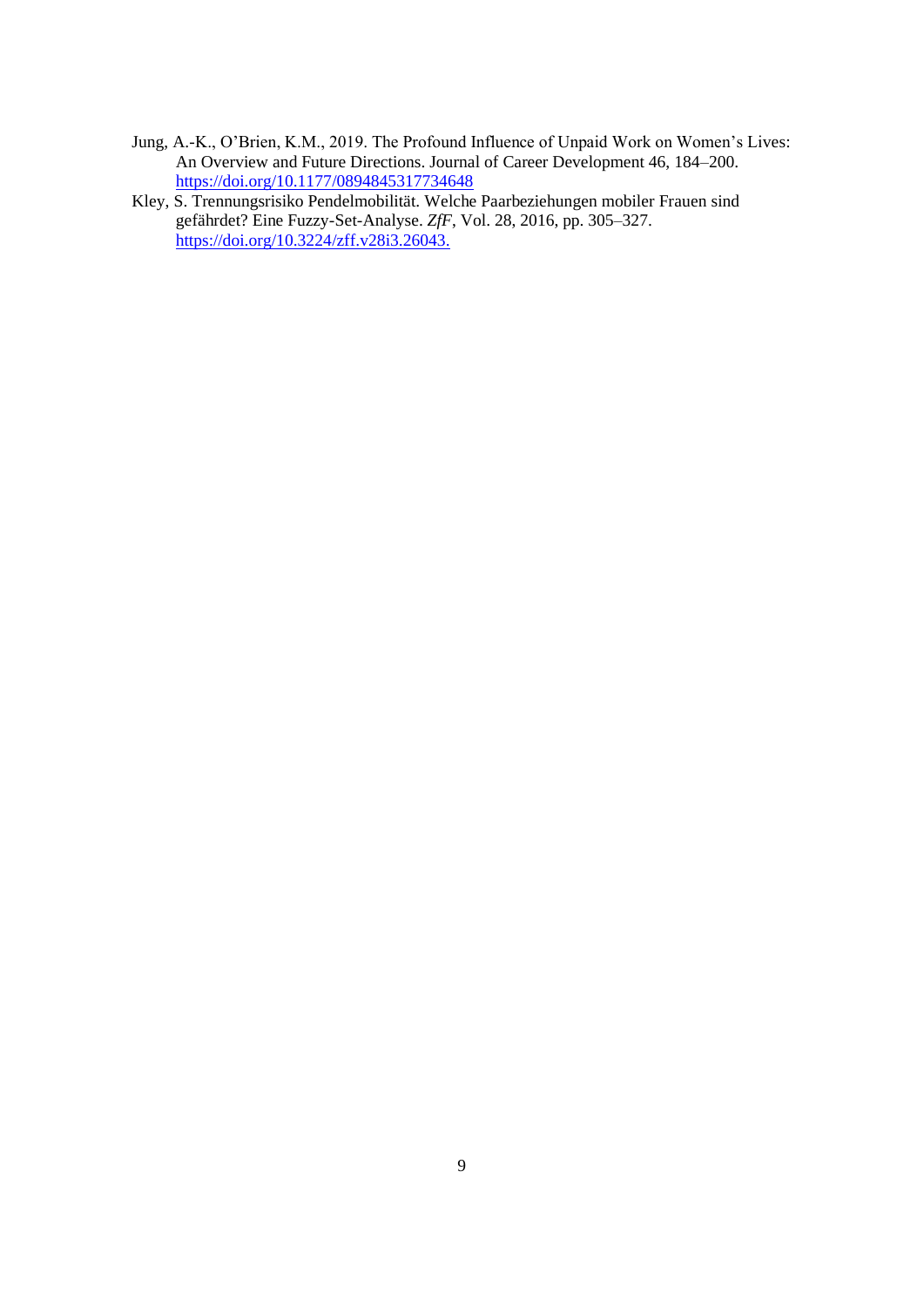Jung, A.-K., O'Brien, K.M., 2019. The Profound Influence of Unpaid Work on Women's Lives: An Overview and Future Directions. Journal of Career Development 46, 184–200. https://doi.org/10.1177/0894845317734648

Kley, S. Trennungsrisiko Pendelmobilität. Welche Paarbeziehungen mobiler Frauen sind gefährdet? Eine Fuzzy-Set-Analyse. *ZfF*, Vol. 28, 2016, pp. 305–327. https://doi.org/10.3224/zff.v28i3.26043.